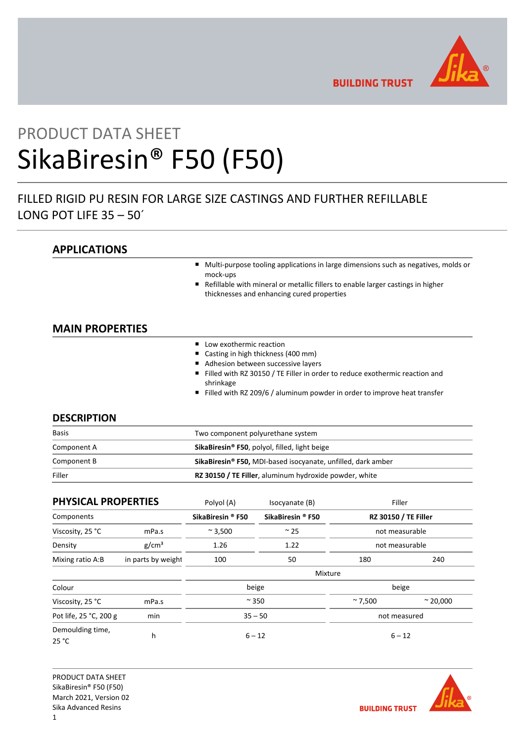# PRODUCT DATA SHEET

# SikaBiresin® F50 (F50)

## FILLED RIGID PU RESIN FOR LARGE SIZE CASTINGS AND FURTHER REFILLABLE LONG POT LIFE 35 – 50´

## APPLICATIONS

- Multi-purpose tooling applications in large dimensions such as negatives, molds or mock-ups
- Refillable with mineral or metallic fillers to enable larger castings in higher thicknesses and enhancing cured properties

## MAIN PROPERTIES

- Low exothermic reaction
- Casting in high thickness (400 mm)
- Adhesion between successive layers
- Filled with RZ 30150 / TE Filler in order to reduce exothermic reaction and shrinkage
- Filled with RZ 209/6 / aluminum powder in order to improve heat transfer

## DESCRIPTION

| | |
|---|---|
| Basis | Two component polyurethane system |
| Component A | **SikaBiresin® F50**, polyol, filled, light beige |
| Component B | **SikaBiresin® F50,** MDI-based isocyanate, unfilled, dark amber |
| Filler | **RZ 30150 / TE Filler**, aluminum hydroxide powder, white |

## PHYSICAL PROPERTIES

| | | Polyol (A) | Isocyanate (B) | Filler | |
|---|---|---|---|---|---|
| Components | | **SikaBiresin ® F50** | **SikaBiresin ® F50** | **RZ 30150 / TE Filler** | |
| Viscosity, 25 °C | mPa.s | ~ 3,500 | ~ 25 | not measurable | |
| Density | g/cm³ | 1.26 | 1.22 | not measurable | |
| Mixing ratio A:B | in parts by weight | 100 | 50 | 180 | 240 |
| | | Mixture | | | |
| Colour | | beige | | beige | |
| Viscosity, 25 °C | mPa.s | ~ 350 | | ~ 7,500 | ~ 20,000 |
| Pot life, 25 °C, 200 g | min | 35 – 50 | | not measured | |
| Demoulding time, 25 °C | h | 6 – 12 | | 6 – 12 | |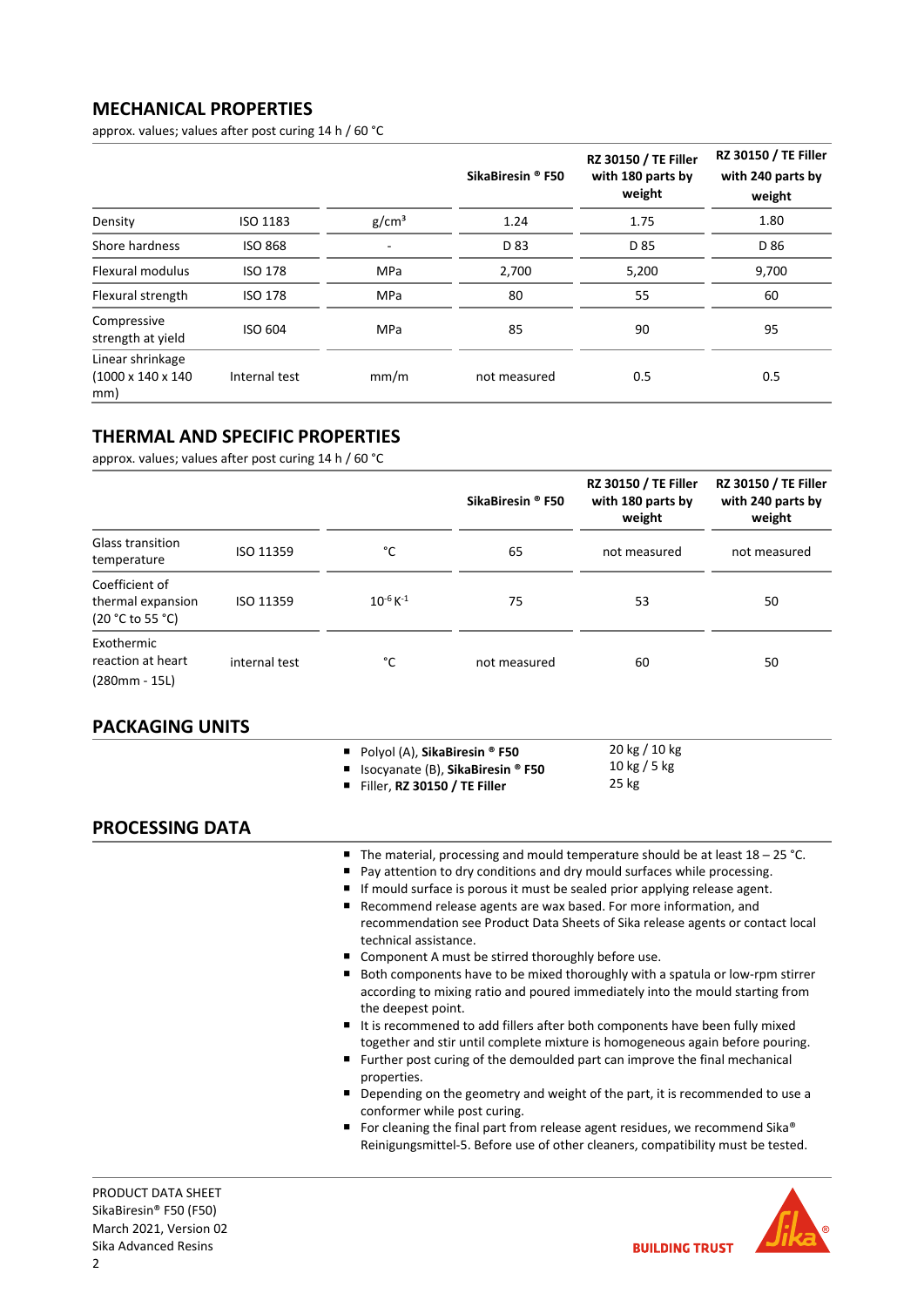## MECHANICAL PROPERTIES

approx. values; values after post curing 14 h / 60 °C

| | | | SikaBiresin ® F50 | RZ 30150 / TE Filler with 180 parts by weight | RZ 30150 / TE Filler with 240 parts by weight |
|---|---|---|---|---|---|
| Density | ISO 1183 | $g/cm^3$ | 1.24 | 1.75 | 1.80 |
| Shore hardness | ISO 868 | - | D 83 | D 85 | D 86 |
| Flexural modulus | ISO 178 | MPa | 2,700 | 5,200 | 9,700 |
| Flexural strength | ISO 178 | MPa | 80 | 55 | 60 |
| Compressive strength at yield | ISO 604 | MPa | 85 | 90 | 95 |
| Linear shrinkage (1000 x 140 x 140 mm) | Internal test | mm/m | not measured | 0.5 | 0.5 |

## THERMAL AND SPECIFIC PROPERTIES

approx. values; values after post curing 14 h / 60 °C

| | | | SikaBiresin ® F50 | RZ 30150 / TE Filler with 180 parts by weight | RZ 30150 / TE Filler with 240 parts by weight |
|---|---|---|---|---|---|
| Glass transition temperature | ISO 11359 | °C | 65 | not measured | not measured |
| Coefficient of thermal expansion (20 °C to 55 °C) | ISO 11359 | $10^{-6} K^{-1}$ | 75 | 53 | 50 |
| Exothermic reaction at heart (280mm - 15L) | internal test | °C | not measured | 60 | 50 |

## PACKAGING UNITS

| | |
|---|---|
| Polyol (A), **SikaBiresin ® F50** | 20 kg / 10 kg |
| Isocyanate (B), **SikaBiresin ® F50** | 10 kg / 5 kg |
| Filler, **RZ 30150 / TE Filler** | 25 kg |

## PROCESSING DATA

- The material, processing and mould temperature should be at least 18 – 25 °C.
- Pay attention to dry conditions and dry mould surfaces while processing.
- If mould surface is porous it must be sealed prior applying release agent.
- Recommend release agents are wax based. For more information, and recommendation see Product Data Sheets of Sika release agents or contact local technical assistance.
- Component A must be stirred thoroughly before use.
- Both components have to be mixed thoroughly with a spatula or low-rpm stirrer according to mixing ratio and poured immediately into the mould starting from the deepest point.
- It is recommened to add fillers after both components have been fully mixed together and stir until complete mixture is homogeneous again before pouring.
- Further post curing of the demoulded part can improve the final mechanical properties.
- Depending on the geometry and weight of the part, it is recommended to use a conformer while post curing.
- For cleaning the final part from release agent residues, we recommend Sika® Reinigungsmittel-5. Before use of other cleaners, compatibility must be tested.

PRODUCT DATA SHEET
SikaBiresin® F50 (F50)
March 2021, Version 02
Sika Advanced Resins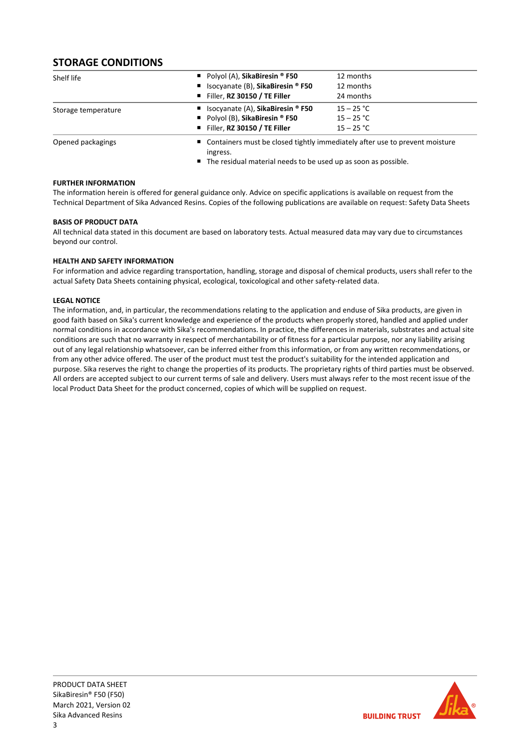## STORAGE CONDITIONS

| | | |
|---|---|---|
| Shelf life | ▪ Polyol (A), **SikaBiresin ® F50**<br>▪ Isocyanate (B), **SikaBiresin ® F50**<br>▪ Filler, **RZ 30150 / TE Filler** | 12 months<br>12 months<br>24 months |
| Storage temperature | ▪ Isocyanate (A), **SikaBiresin ® F50**<br>▪ Polyol (B), **SikaBiresin ® F50**<br>▪ Filler, **RZ 30150 / TE Filler** | 15 – 25 °C<br>15 – 25 °C<br>15 – 25 °C |
| Opened packagings | ▪ Containers must be closed tightly immediately after use to prevent moisture ingress.<br>▪ The residual material needs to be used up as soon as possible. | |

**FURTHER INFORMATION**

The information herein is offered for general guidance only. Advice on specific applications is available on request from the Technical Department of Sika Advanced Resins. Copies of the following publications are available on request: Safety Data Sheets

**BASIS OF PRODUCT DATA**

All technical data stated in this document are based on laboratory tests. Actual measured data may vary due to circumstances beyond our control.

**HEALTH AND SAFETY INFORMATION**

For information and advice regarding transportation, handling, storage and disposal of chemical products, users shall refer to the actual Safety Data Sheets containing physical, ecological, toxicological and other safety-related data.

**LEGAL NOTICE**

The information, and, in particular, the recommendations relating to the application and enduse of Sika products, are given in good faith based on Sika's current knowledge and experience of the products when properly stored, handled and applied under normal conditions in accordance with Sika's recommendations. In practice, the differences in materials, substrates and actual site conditions are such that no warranty in respect of merchantability or of fitness for a particular purpose, nor any liability arising out of any legal relationship whatsoever, can be inferred either from this information, or from any written recommendations, or from any other advice offered. The user of the product must test the product's suitability for the intended application and purpose. Sika reserves the right to change the properties of its products. The proprietary rights of third parties must be observed. All orders are accepted subject to our current terms of sale and delivery. Users must always refer to the most recent issue of the local Product Data Sheet for the product concerned, copies of which will be supplied on request.

PRODUCT DATA SHEET
SikaBiresin® F50 (F50)
March 2021, Version 02
Sika Advanced Resins

BUILDING TRUST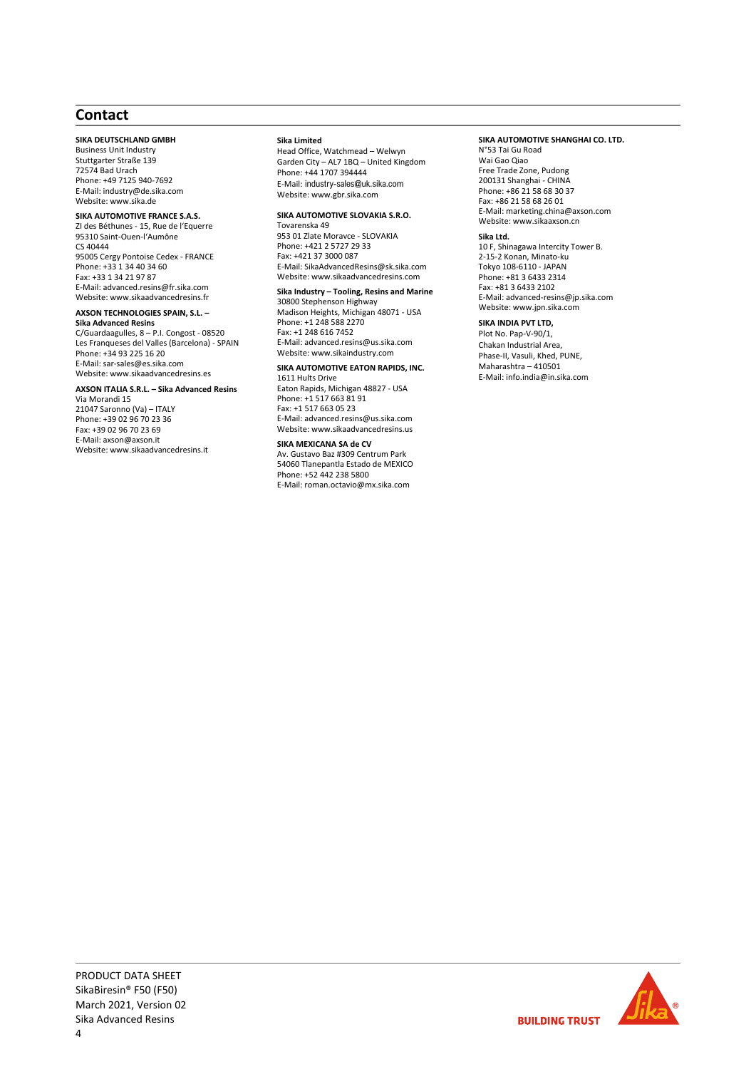## Contact

**SIKA DEUTSCHLAND GMBH**
Business Unit Industry
Stuttgarter Straße 139
72574 Bad Urach
Phone: +49 7125 940-7692
E-Mail: industry@de.sika.com
Website: www.sika.de

**SIKA AUTOMOTIVE FRANCE S.A.S.**
ZI des Béthunes - 15, Rue de l'Equerre
95310 Saint-Ouen-l'Aumône
CS 40444
95005 Cergy Pontoise Cedex - FRANCE
Phone: +33 1 34 40 34 60
Fax: +33 1 34 21 97 87
E-Mail: advanced.resins@fr.sika.com
Website: www.sikaadvancedresins.fr

**AXSON TECHNOLOGIES SPAIN, S.L. – Sika Advanced Resins**
C/Guardaagulles, 8 – P.I. Congost - 08520
Les Franqueses del Valles (Barcelona) - SPAIN
Phone: +34 93 225 16 20
E-Mail: sar-sales@es.sika.com
Website: www.sikaadvancedresins.es

**AXSON ITALIA S.R.L. – Sika Advanced Resins**
Via Morandi 15
21047 Saronno (Va) – ITALY
Phone: +39 02 96 70 23 36
Fax: +39 02 96 70 23 69
E-Mail: axson@axson.it
Website: www.sikaadvancedresins.it

**Sika Limited**
Head Office, Watchmead – Welwyn
Garden City – AL7 1BQ – United Kingdom
Phone: +44 1707 394444
E-Mail: industry-sales@uk.sika.com
Website: www.gbr.sika.com

**SIKA AUTOMOTIVE SLOVAKIA S.R.O.**
Tovarenska 49
953 01 Zlate Moravce - SLOVAKIA
Phone: +421 2 5727 29 33
Fax: +421 37 3000 087
E-Mail: SikaAdvancedResins@sk.sika.com
Website: www.sikaadvancedresins.com

**Sika Industry – Tooling, Resins and Marine**
30800 Stephenson Highway
Madison Heights, Michigan 48071 - USA
Phone: +1 248 588 2270
Fax: +1 248 616 7452
E-Mail: advanced.resins@us.sika.com
Website: www.sikaindustry.com

**SIKA AUTOMOTIVE EATON RAPIDS, INC.**
1611 Hults Drive
Eaton Rapids, Michigan 48827 - USA
Phone: +1 517 663 81 91
Fax: +1 517 663 05 23
E-Mail: advanced.resins@us.sika.com
Website: www.sikaadvancedresins.us

**SIKA MEXICANA SA de CV**
Av. Gustavo Baz #309 Centrum Park
54060 Tlanepantla Estado de MEXICO
Phone: +52 442 238 5800
E-Mail: roman.octavio@mx.sika.com

**SIKA AUTOMOTIVE SHANGHAI CO. LTD.**
N°53 Tai Gu Road
Wai Gao Qiao
Free Trade Zone, Pudong
200131 Shanghai - CHINA
Phone: +86 21 58 68 30 37
Fax: +86 21 58 68 26 01
E-Mail: marketing.china@axson.com
Website: www.sikaaxson.cn

**Sika Ltd.**
10 F, Shinagawa Intercity Tower B.
2-15-2 Konan, Minato-ku
Tokyo 108-6110 - JAPAN
Phone: +81 3 6433 2314
Fax: +81 3 6433 2102
E-Mail: advanced-resins@jp.sika.com
Website: www.jpn.sika.com

**SIKA INDIA PVT LTD,**
Plot No. Pap-V-90/1,
Chakan Industrial Area,
Phase-II, Vasuli, Khed, PUNE,
Maharashtra – 410501
E-Mail: info.india@in.sika.com

PRODUCT DATA SHEET
SikaBiresin® F50 (F50)
March 2021, Version 02
Sika Advanced Resins

BUILDING TRUST